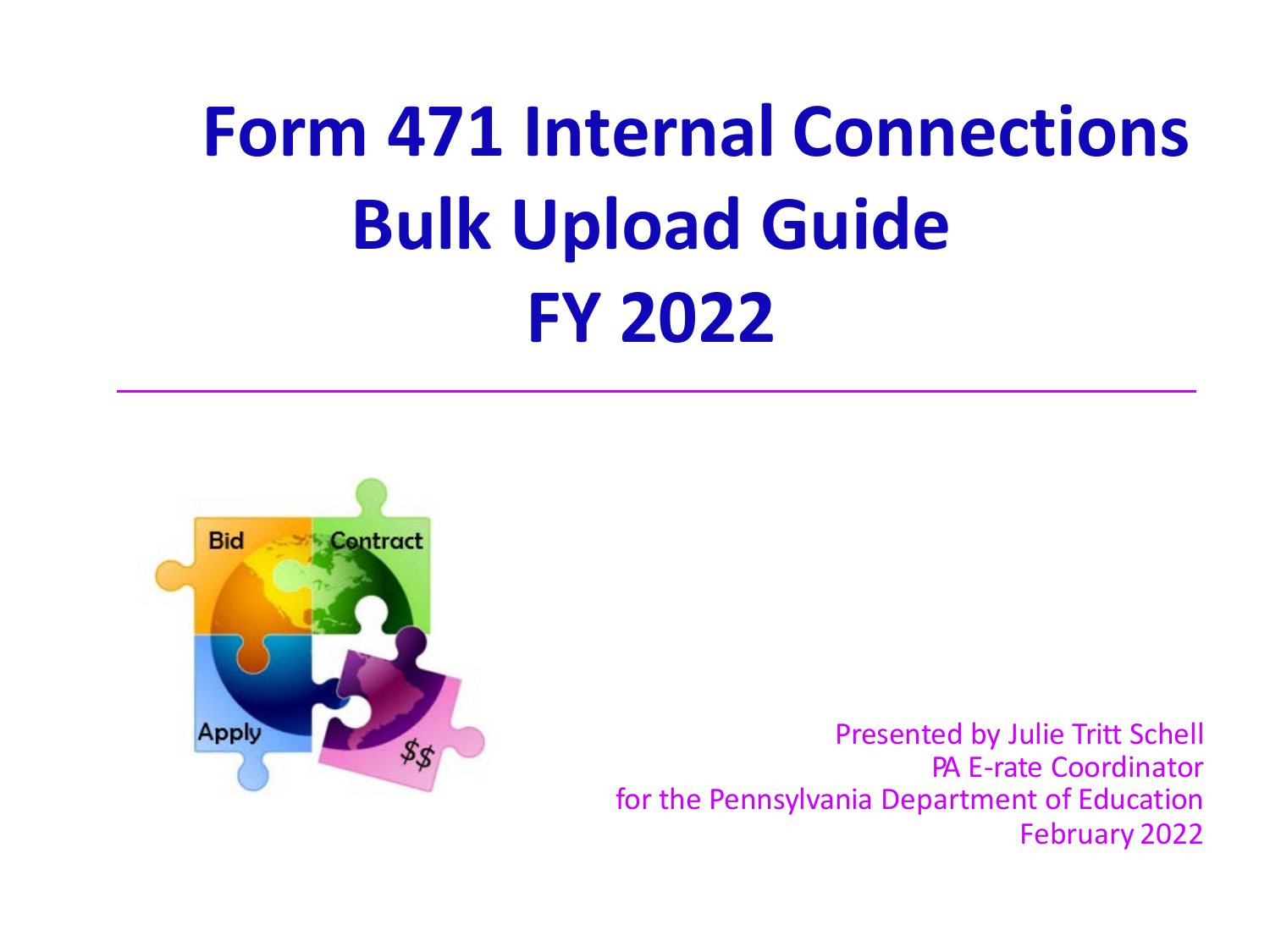# Form 471 Internal Connections Bulk Upload Guide FY 2022

Presented by Julie Tritt Schell
PA E-rate Coordinator
for the Pennsylvania Department of Education
February 2022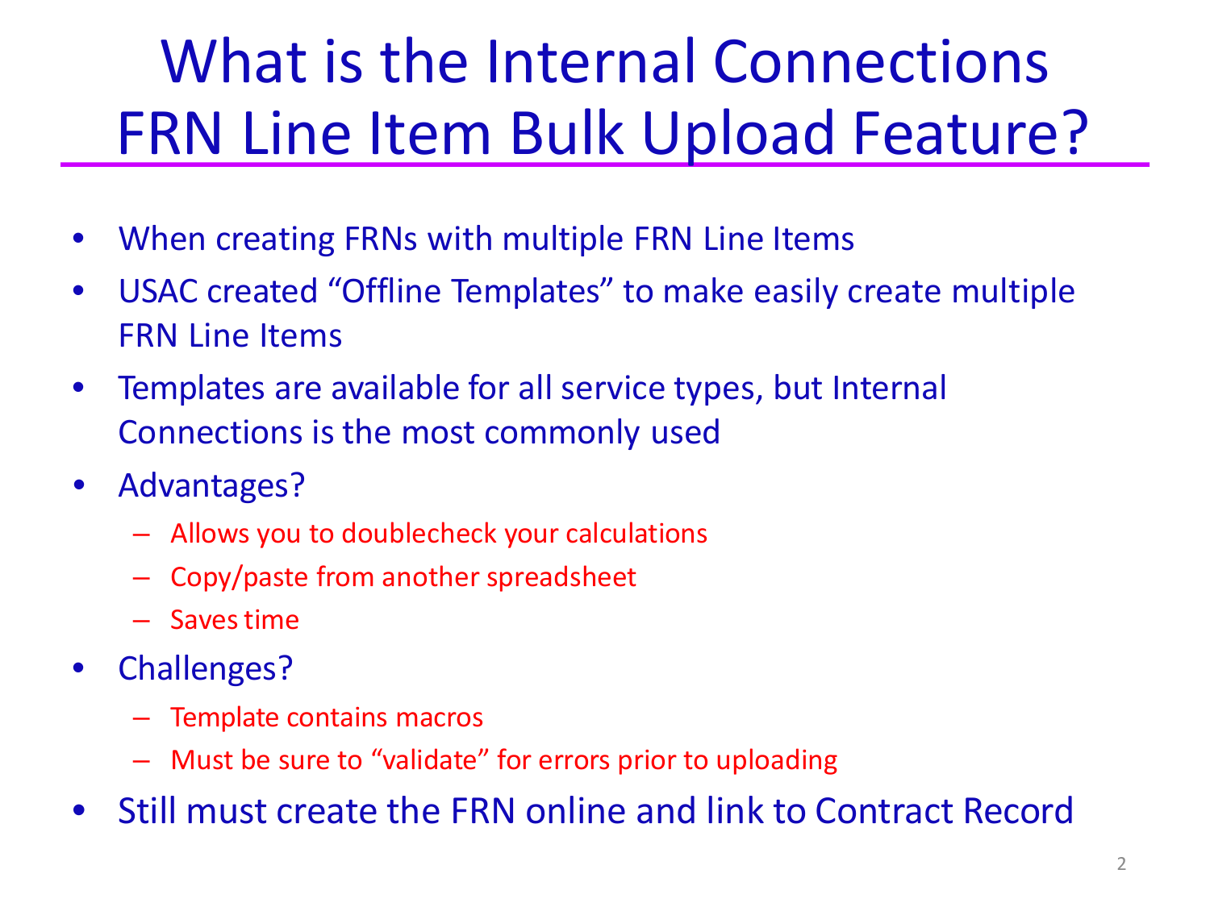# What is the Internal Connections FRN Line Item Bulk Upload Feature?

- When creating FRNs with multiple FRN Line Items
- USAC created "Offline Templates" to make easily create multiple FRN Line Items
- Templates are available for all service types, but Internal Connections is the most commonly used
- Advantages?
  - Allows you to doublecheck your calculations
  - Copy/paste from another spreadsheet
  - Saves time
- Challenges?
  - Template contains macros
  - Must be sure to "validate" for errors prior to uploading
- Still must create the FRN online and link to Contract Record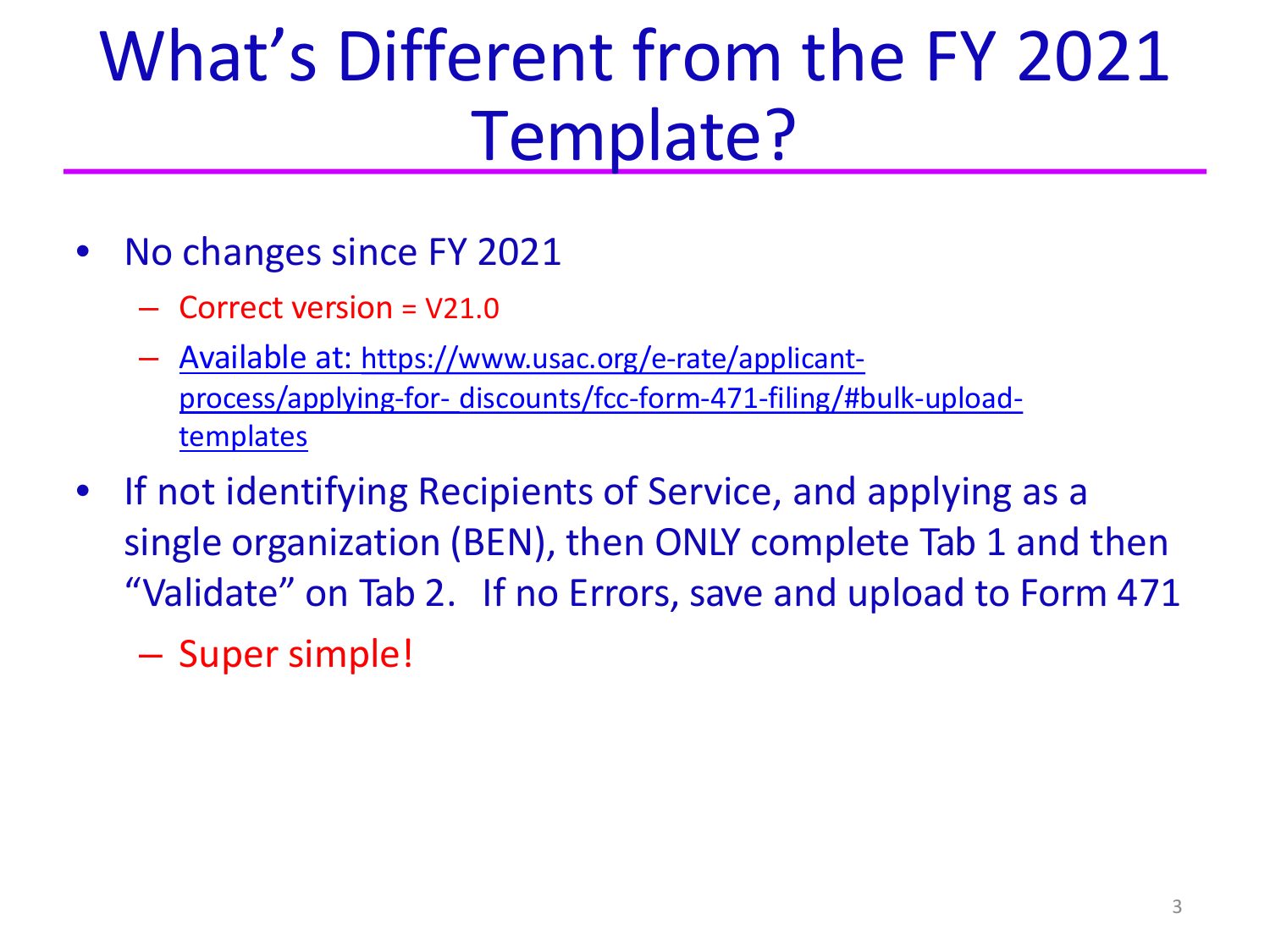# What's Different from the FY 2021 Template?

- No changes since FY 2021
  - Correct version = V21.0
  - Available at: https://www.usac.org/e-rate/applicant-process/applying-for- discounts/fcc-form-471-filing/#bulk-upload-templates
- If not identifying Recipients of Service, and applying as a single organization (BEN), then ONLY complete Tab 1 and then "Validate" on Tab 2. If no Errors, save and upload to Form 471
  - Super simple!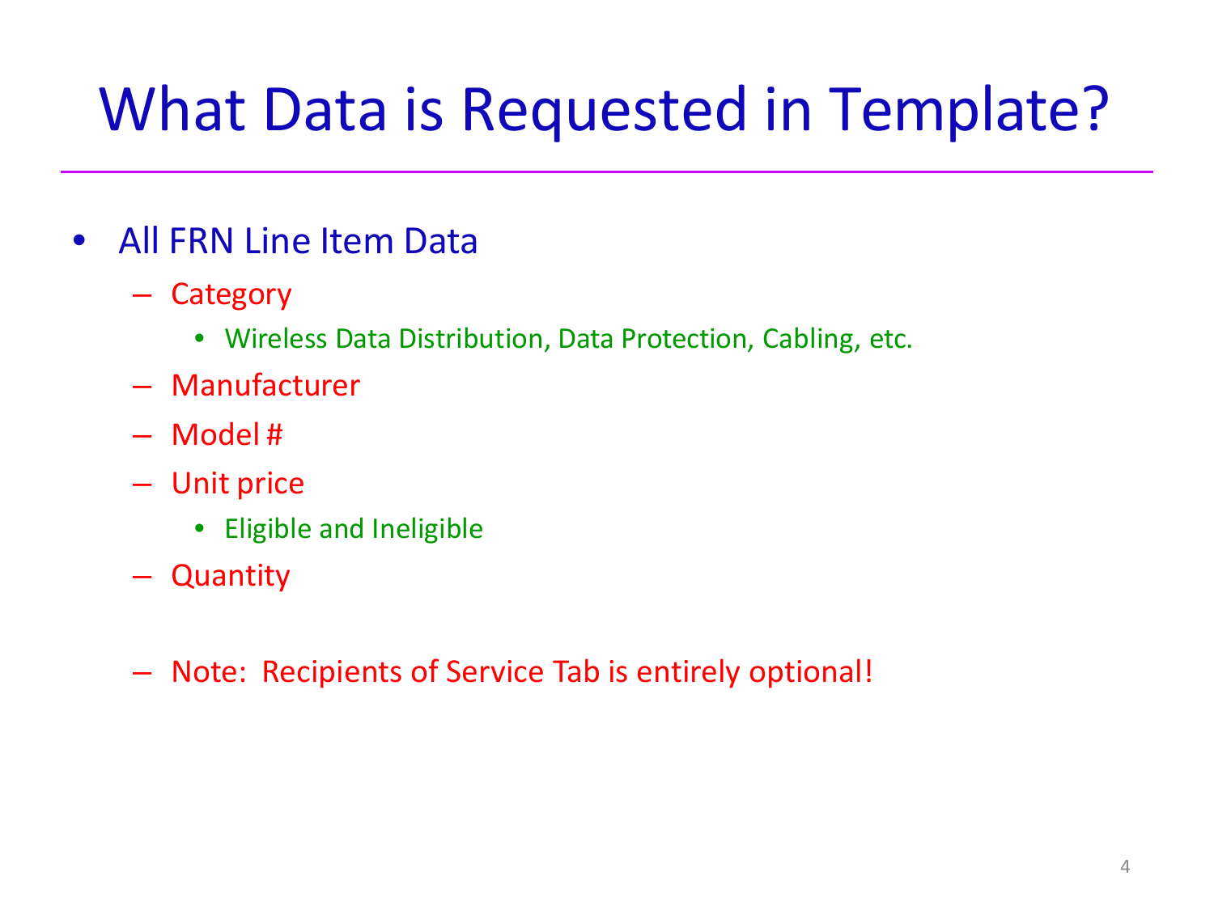# What Data is Requested in Template?

- All FRN Line Item Data
  - Category
    - Wireless Data Distribution, Data Protection, Cabling, etc.
  - Manufacturer
  - Model #
  - Unit price
    - Eligible and Ineligible
  - Quantity

  - Note: Recipients of Service Tab is entirely optional!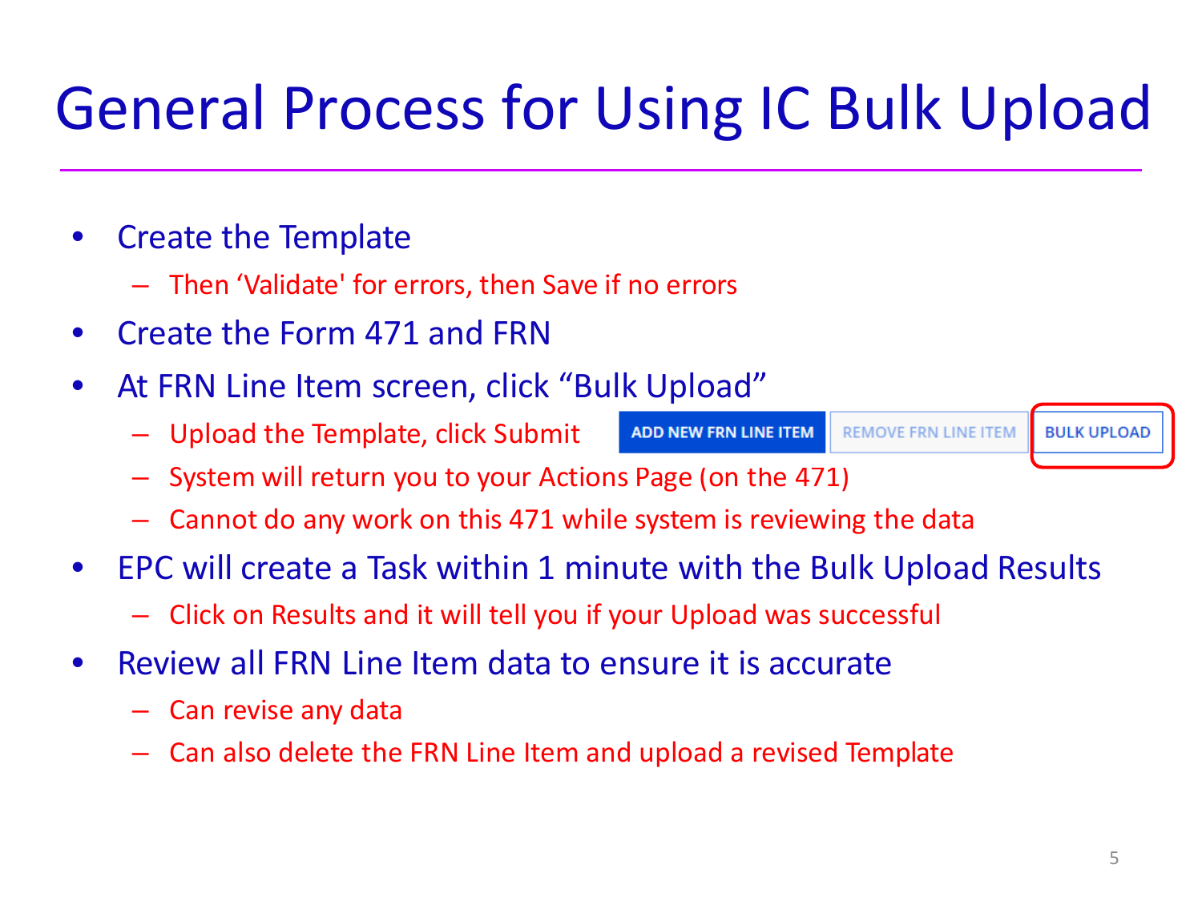# General Process for Using IC Bulk Upload

- Create the Template
  - Then 'Validate' for errors, then Save if no errors
- Create the Form 471 and FRN
- At FRN Line Item screen, click "Bulk Upload"
  - Upload the Template, click Submit
  - System will return you to your Actions Page (on the 471)
  - Cannot do any work on this 471 while system is reviewing the data
- EPC will create a Task within 1 minute with the Bulk Upload Results
  - Click on Results and it will tell you if your Upload was successful
- Review all FRN Line Item data to ensure it is accurate
  - Can revise any data
  - Can also delete the FRN Line Item and upload a revised Template

ADD NEW FRN LINE ITEM | REMOVE FRN LINE ITEM | BULK UPLOAD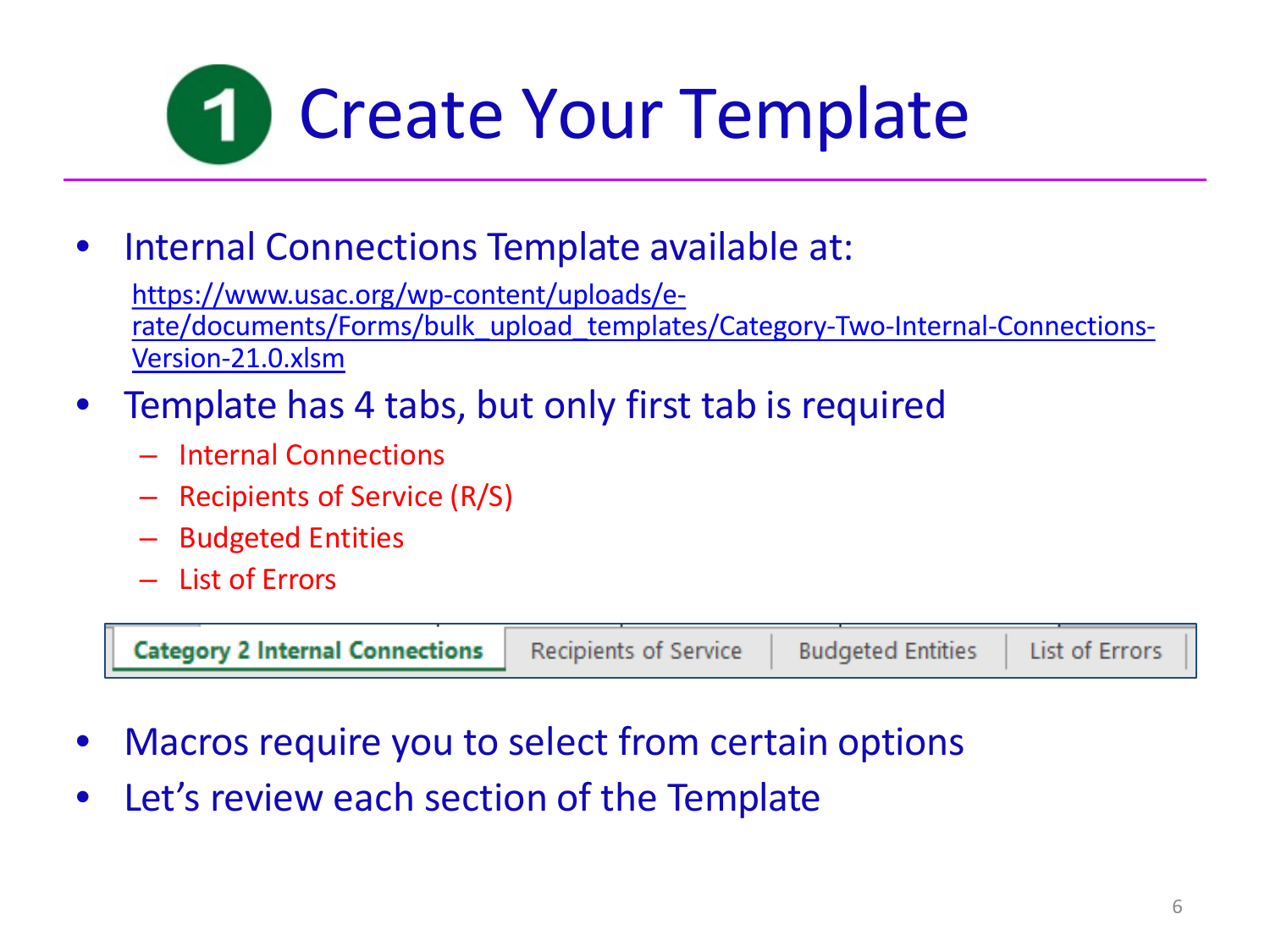# 1 Create Your Template

- Internal Connections Template available at:

  https://www.usac.org/wp-content/uploads/e-rate/documents/Forms/bulk_upload_templates/Category-Two-Internal-Connections-Version-21.0.xlsm

- Template has 4 tabs, but only first tab is required
  - Internal Connections
  - Recipients of Service (R/S)
  - Budgeted Entities
  - List of Errors

| Category 2 Internal Connections | Recipients of Service | Budgeted Entities | List of Errors |
|---|---|---|---|

- Macros require you to select from certain options
- Let's review each section of the Template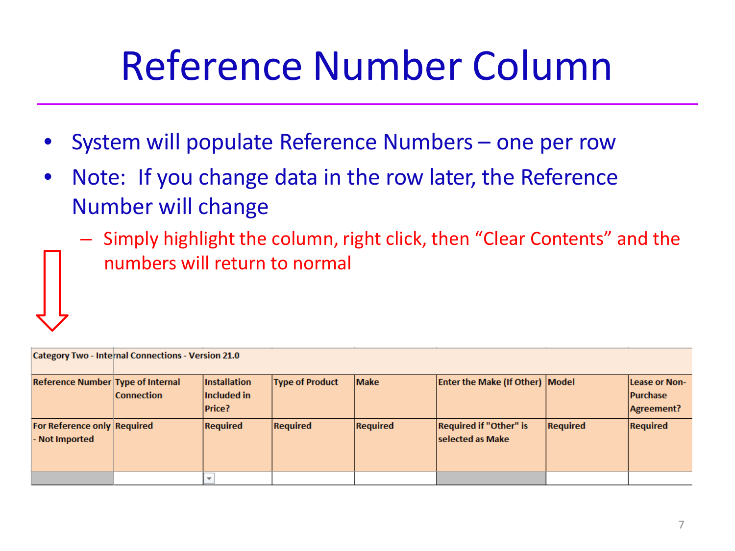# Reference Number Column

- System will populate Reference Numbers – one per row
- Note: If you change data in the row later, the Reference Number will change
  - Simply highlight the column, right click, then "Clear Contents" and the numbers will return to normal

| Category Two - Internal Connections - Version 21.0 | | | | | | | |
|---|---|---|---|---|---|---|---|
| **Reference Number** | **Type of Internal Connection** | **Installation Included in Price?** | **Type of Product** | **Make** | **Enter the Make (If Other)** | **Model** | **Lease or Non-Purchase Agreement?** |
| For Reference only - Not Imported | Required | Required | Required | Required | Required if "Other" is selected as Make | Required | Required |
| | | | | | | | |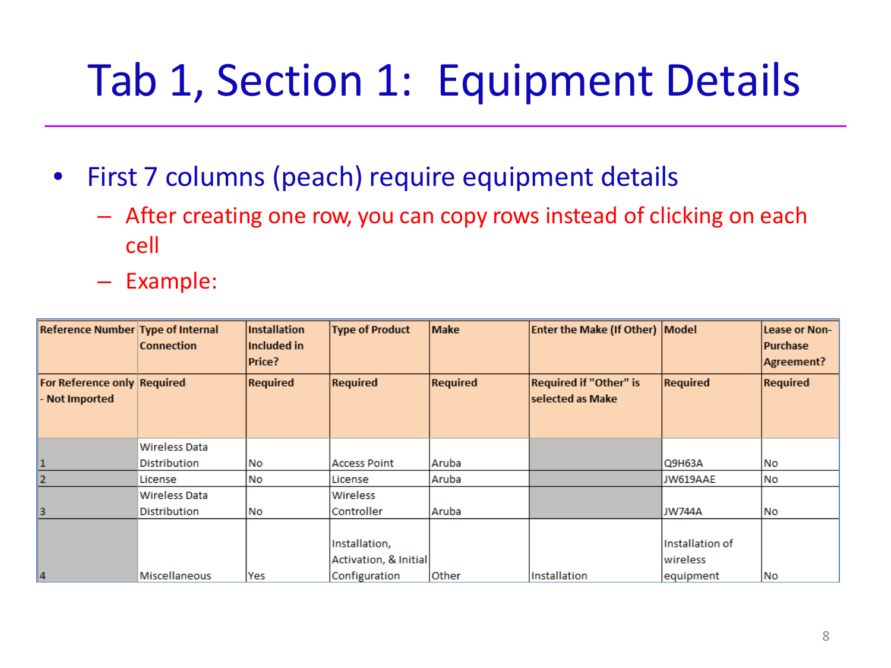# Tab 1, Section 1: Equipment Details

- First 7 columns (peach) require equipment details
  - After creating one row, you can copy rows instead of clicking on each cell
  - Example:

| Reference Number | Type of Internal Connection | Installation Included in Price? | Type of Product | Make | Enter the Make (If Other) | Model | Lease or Non-Purchase Agreement? |
|---|---|---|---|---|---|---|---|
| For Reference only - Not Imported | Required | Required | Required | Required | Required if "Other" is selected as Make | Required | Required |
| 1 | Wireless Data Distribution | No | Access Point | Aruba | | Q9H63A | No |
| 2 | License | No | License | Aruba | | JW619AAE | No |
| 3 | Wireless Data Distribution | No | Wireless Controller | Aruba | | JW744A | No |
| 4 | Miscellaneous | Yes | Installation, Activation, & Initial Configuration | Other | Installation | Installation of wireless equipment | No |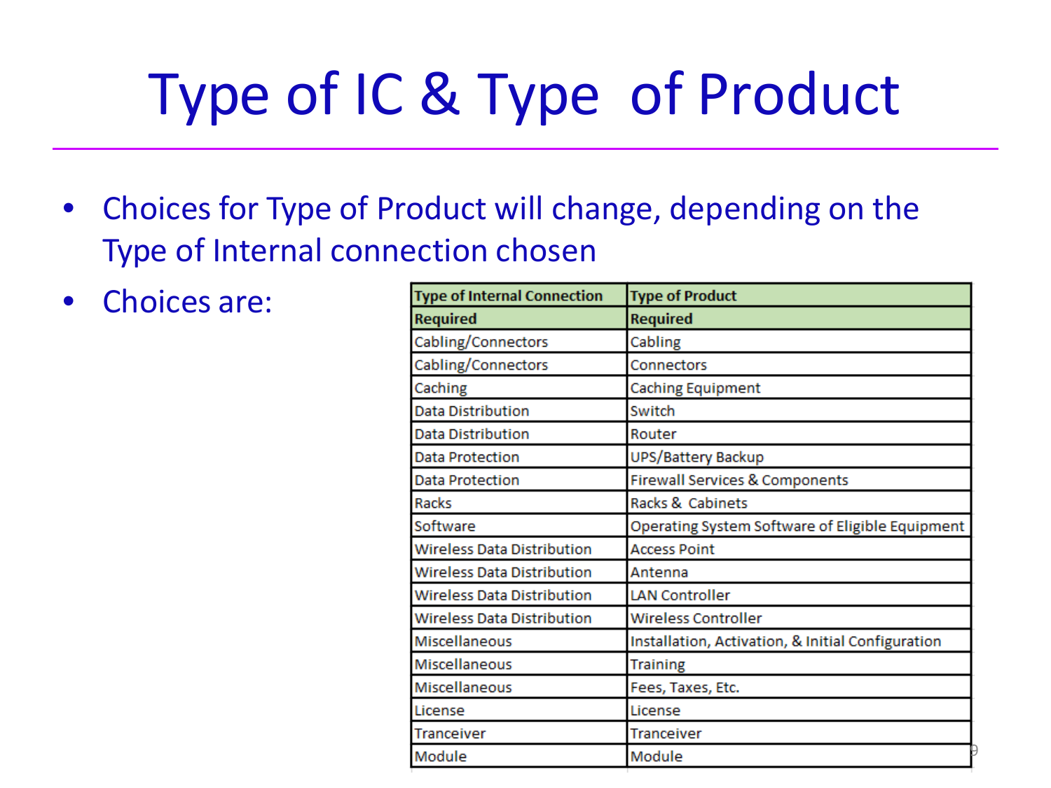# Type of IC & Type of Product

- Choices for Type of Product will change, depending on the Type of Internal connection chosen
- Choices are:

| Type of Internal Connection Required | Type of Product Required |
|---|---|
| Cabling/Connectors | Cabling |
| Cabling/Connectors | Connectors |
| Caching | Caching Equipment |
| Data Distribution | Switch |
| Data Distribution | Router |
| Data Protection | UPS/Battery Backup |
| Data Protection | Firewall Services & Components |
| Racks | Racks & Cabinets |
| Software | Operating System Software of Eligible Equipment |
| Wireless Data Distribution | Access Point |
| Wireless Data Distribution | Antenna |
| Wireless Data Distribution | LAN Controller |
| Wireless Data Distribution | Wireless Controller |
| Miscellaneous | Installation, Activation, & Initial Configuration |
| Miscellaneous | Training |
| Miscellaneous | Fees, Taxes, Etc. |
| License | License |
| Tranceiver | Tranceiver |
| Module | Module |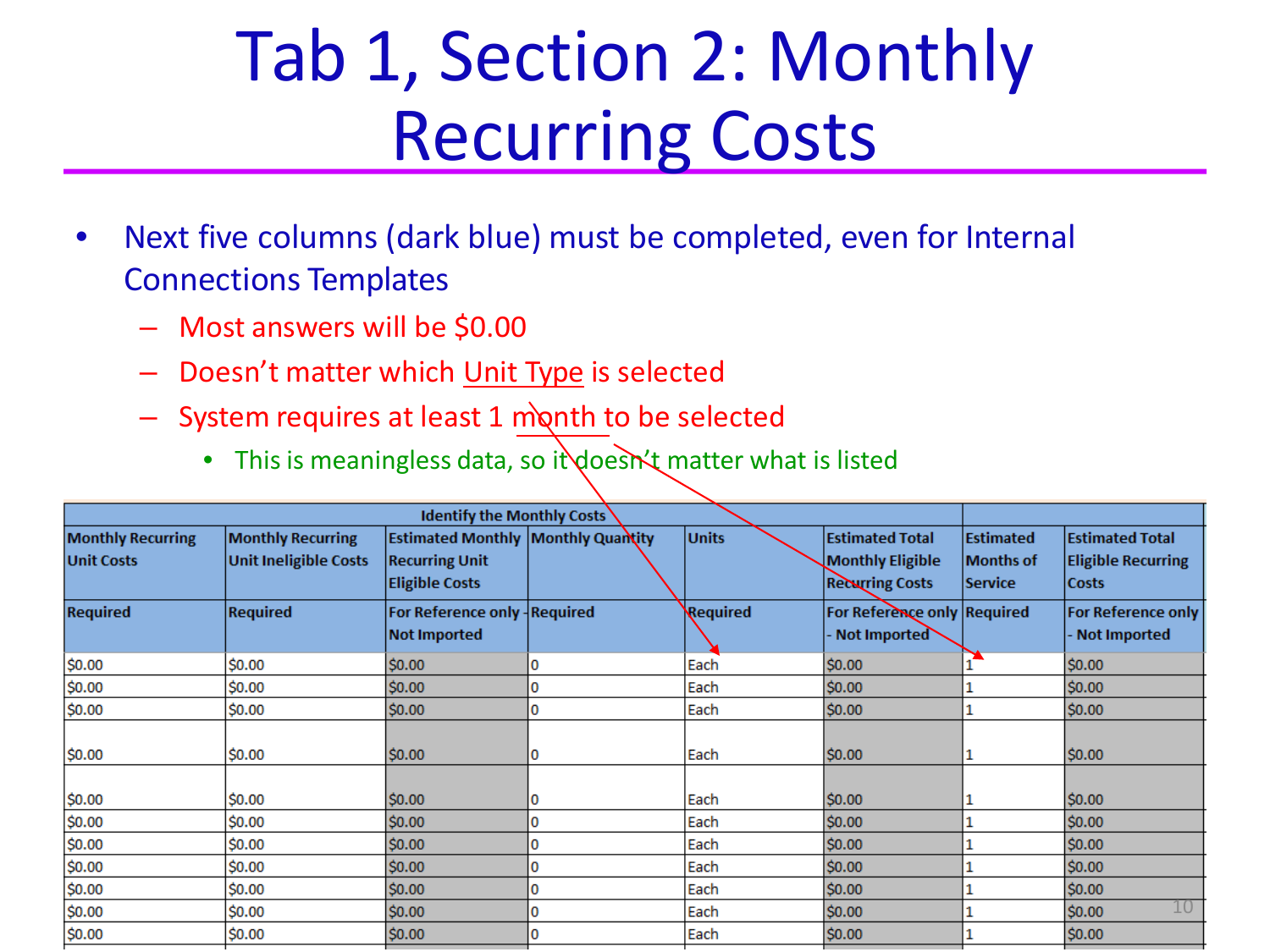# Tab 1, Section 2: Monthly Recurring Costs

- Next five columns (dark blue) must be completed, even for Internal Connections Templates
  - Most answers will be $0.00
  - Doesn't matter which Unit Type is selected
  - System requires at least 1 month to be selected
    - This is meaningless data, so it doesn't matter what is listed

| Identify the Monthly Costs | | | | | | | |
|---|---|---|---|---|---|---|---|
| Monthly Recurring Unit Costs | Monthly Recurring Unit Ineligible Costs | Estimated Monthly Recurring Unit Eligible Costs | Monthly Quantity | Units | Estimated Total Monthly Eligible Recurring Costs | Estimated Months of Service | Estimated Total Eligible Recurring Costs |
| Required | Required | For Reference only - Not Imported | Required | Required | For Reference only - Not Imported | Required | For Reference only - Not Imported |
| $0.00 | $0.00 | $0.00 | 0 | Each | $0.00 | 1 | $0.00 |
| $0.00 | $0.00 | $0.00 | 0 | Each | $0.00 | 1 | $0.00 |
| $0.00 | $0.00 | $0.00 | 0 | Each | $0.00 | 1 | $0.00 |
| $0.00 | $0.00 | $0.00 | 0 | Each | $0.00 | 1 | $0.00 |
| $0.00 | $0.00 | $0.00 | 0 | Each | $0.00 | 1 | $0.00 |
| $0.00 | $0.00 | $0.00 | 0 | Each | $0.00 | 1 | $0.00 |
| $0.00 | $0.00 | $0.00 | 0 | Each | $0.00 | 1 | $0.00 |
| $0.00 | $0.00 | $0.00 | 0 | Each | $0.00 | 1 | $0.00 |
| $0.00 | $0.00 | $0.00 | 0 | Each | $0.00 | 1 | $0.00 |
| $0.00 | $0.00 | $0.00 | 0 | Each | $0.00 | 1 | $0.00 |
| $0.00 | $0.00 | $0.00 | 0 | Each | $0.00 | 1 | $0.00 |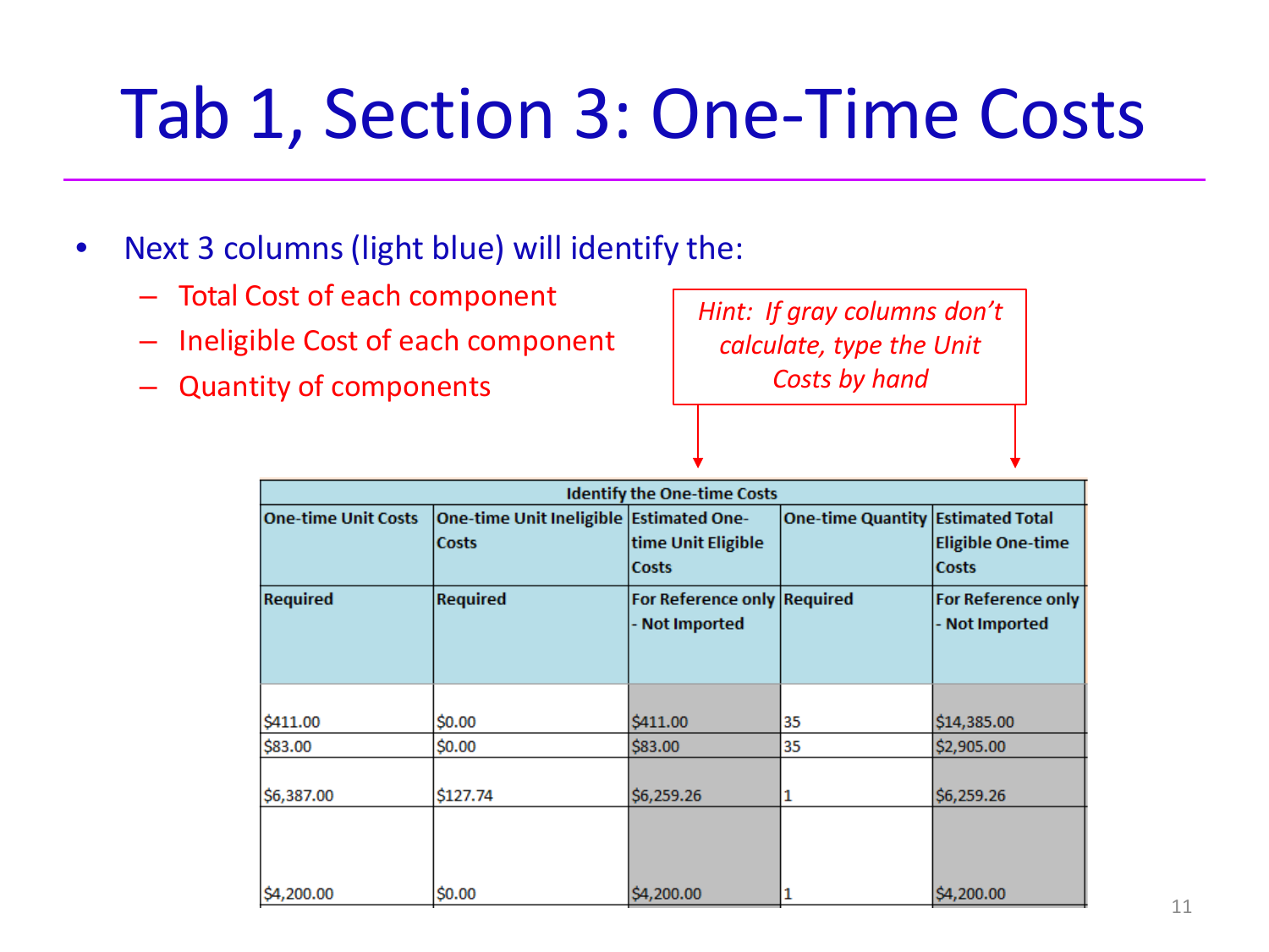# Tab 1, Section 3: One-Time Costs

- Next 3 columns (light blue) will identify the:
  - Total Cost of each component
  - Ineligible Cost of each component
  - Quantity of components

*Hint: If gray columns don't calculate, type the Unit Costs by hand*

| Identify the One-time Costs | | | | |
|---|---|---|---|---|
| One-time Unit Costs | One-time Unit Ineligible Costs | Estimated One-time Unit Eligible Costs | One-time Quantity | Estimated Total Eligible One-time Costs |
| Required | Required | For Reference only - Not Imported | Required | For Reference only - Not Imported |
| $411.00 | $0.00 | $411.00 | 35 | $14,385.00 |
| $83.00 | $0.00 | $83.00 | 35 | $2,905.00 |
| $6,387.00 | $127.74 | $6,259.26 | 1 | $6,259.26 |
| $4,200.00 | $0.00 | $4,200.00 | 1 | $4,200.00 |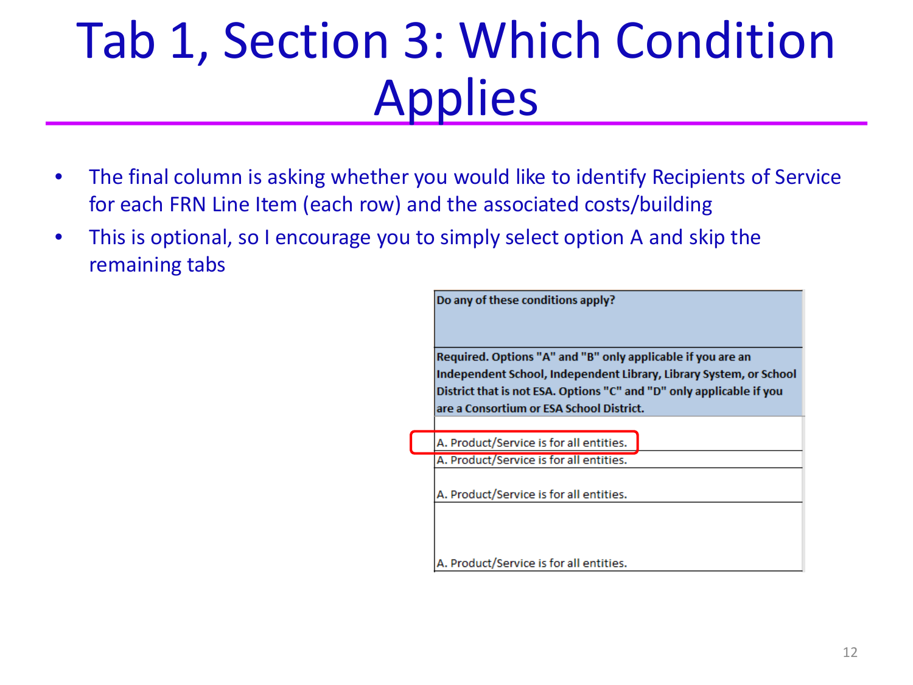# Tab 1, Section 3: Which Condition Applies

- The final column is asking whether you would like to identify Recipients of Service for each FRN Line Item (each row) and the associated costs/building
- This is optional, so I encourage you to simply select option A and skip the remaining tabs

| **Do any of these conditions apply?** |
|---|
| **Required. Options "A" and "B" only applicable if you are an Independent School, Independent Library, Library System, or School District that is not ESA. Options "C" and "D" only applicable if you are a Consortium or ESA School District.** |
| A. Product/Service is for all entities. |
| A. Product/Service is for all entities. |
| A. Product/Service is for all entities. |
| A. Product/Service is for all entities. |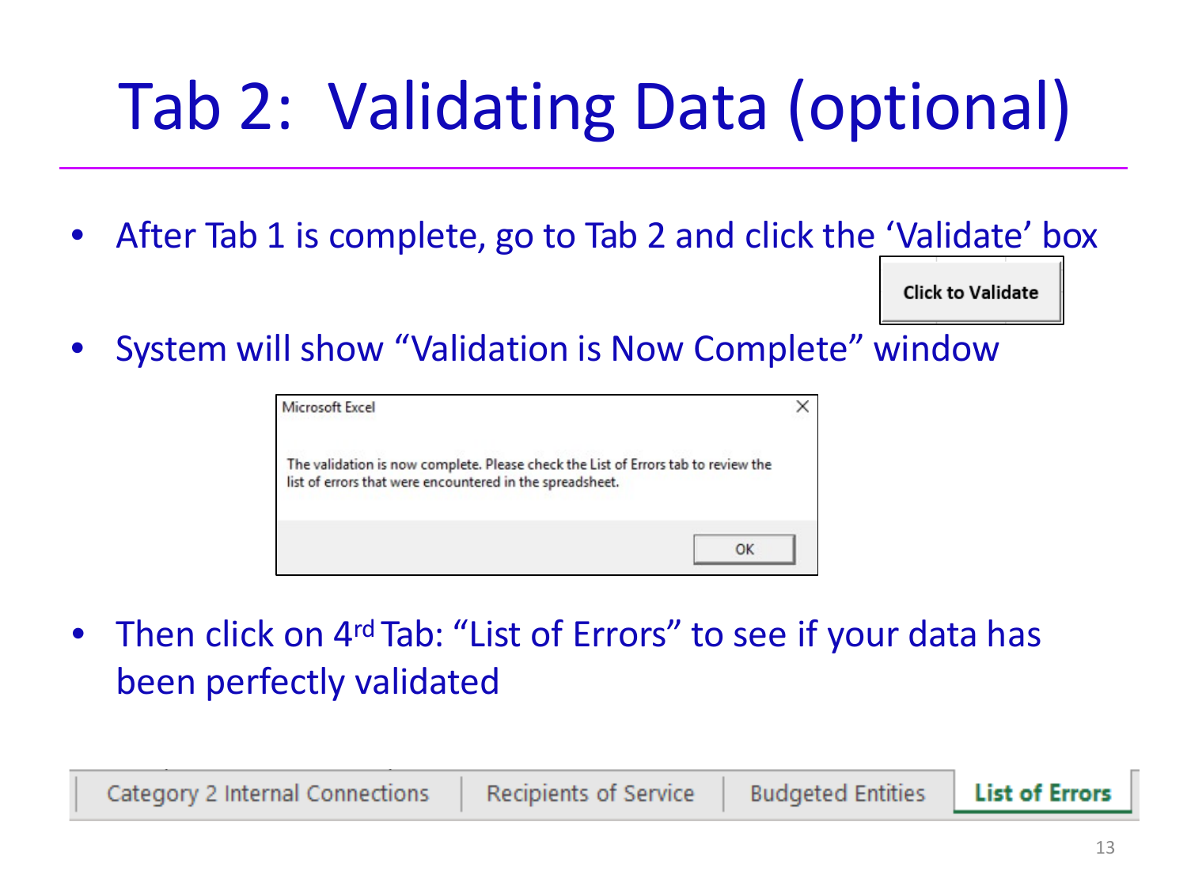# Tab 2: Validating Data (optional)

- After Tab 1 is complete, go to Tab 2 and click the 'Validate' box

Click to Validate

- System will show "Validation is Now Complete" window

Microsoft Excel

The validation is now complete. Please check the List of Errors tab to review the list of errors that were encountered in the spreadsheet.

OK

- Then click on 4rd Tab: "List of Errors" to see if your data has been perfectly validated

Category 2 Internal Connections | Recipients of Service | Budgeted Entities | **List of Errors**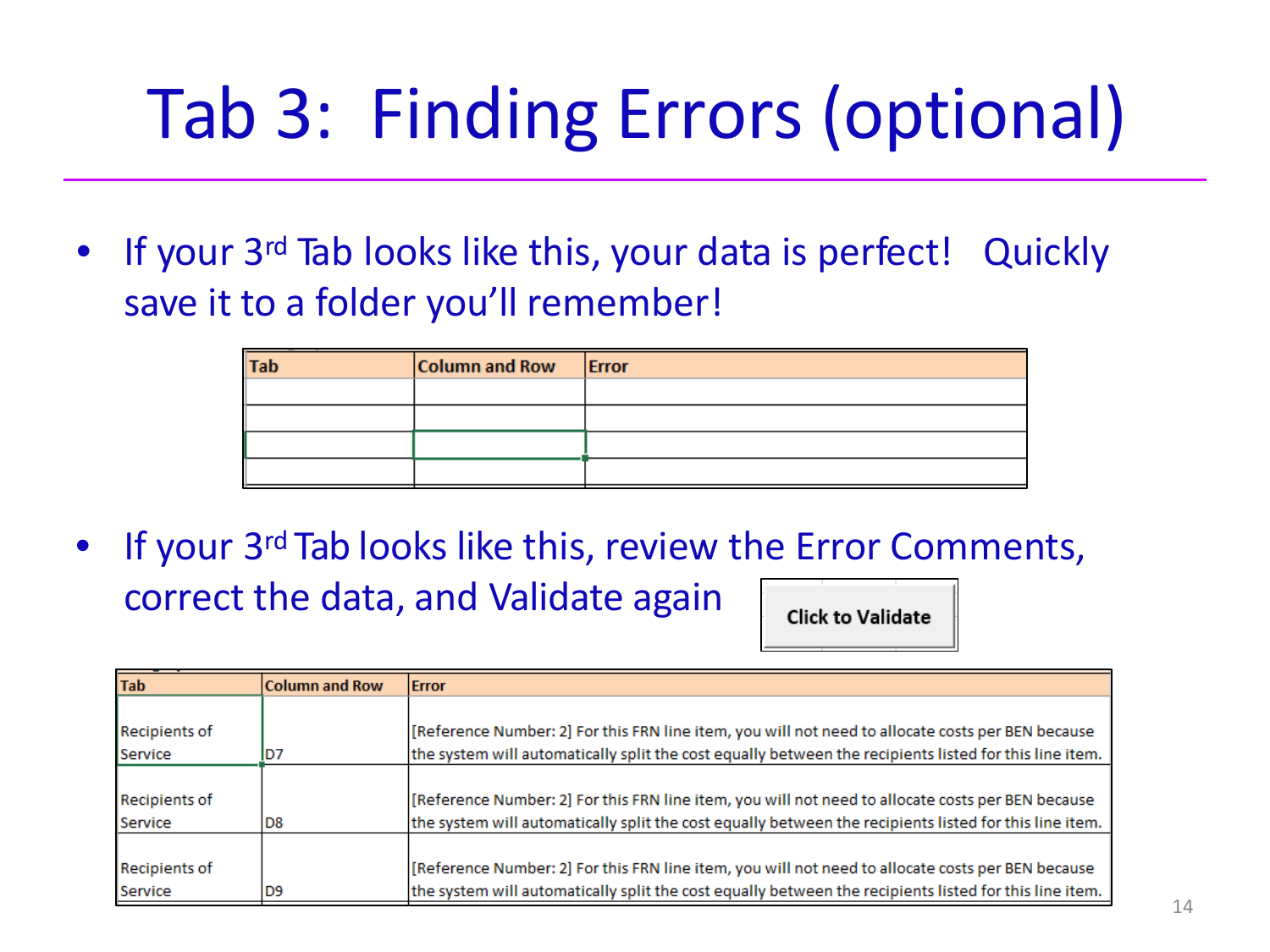# Tab 3: Finding Errors (optional)

- If your 3rd Tab looks like this, your data is perfect! Quickly save it to a folder you'll remember!

| Tab | Column and Row | Error |
|---|---|---|
| | | |
| | | |
| | | |
| | | |

- If your 3rd Tab looks like this, review the Error Comments, correct the data, and Validate again

Click to Validate

| Tab | Column and Row | Error |
|---|---|---|
| Recipients of Service | D7 | [Reference Number: 2] For this FRN line item, you will not need to allocate costs per BEN because the system will automatically split the cost equally between the recipients listed for this line item. |
| Recipients of Service | D8 | [Reference Number: 2] For this FRN line item, you will not need to allocate costs per BEN because the system will automatically split the cost equally between the recipients listed for this line item. |
| Recipients of Service | D9 | [Reference Number: 2] For this FRN line item, you will not need to allocate costs per BEN because the system will automatically split the cost equally between the recipients listed for this line item. |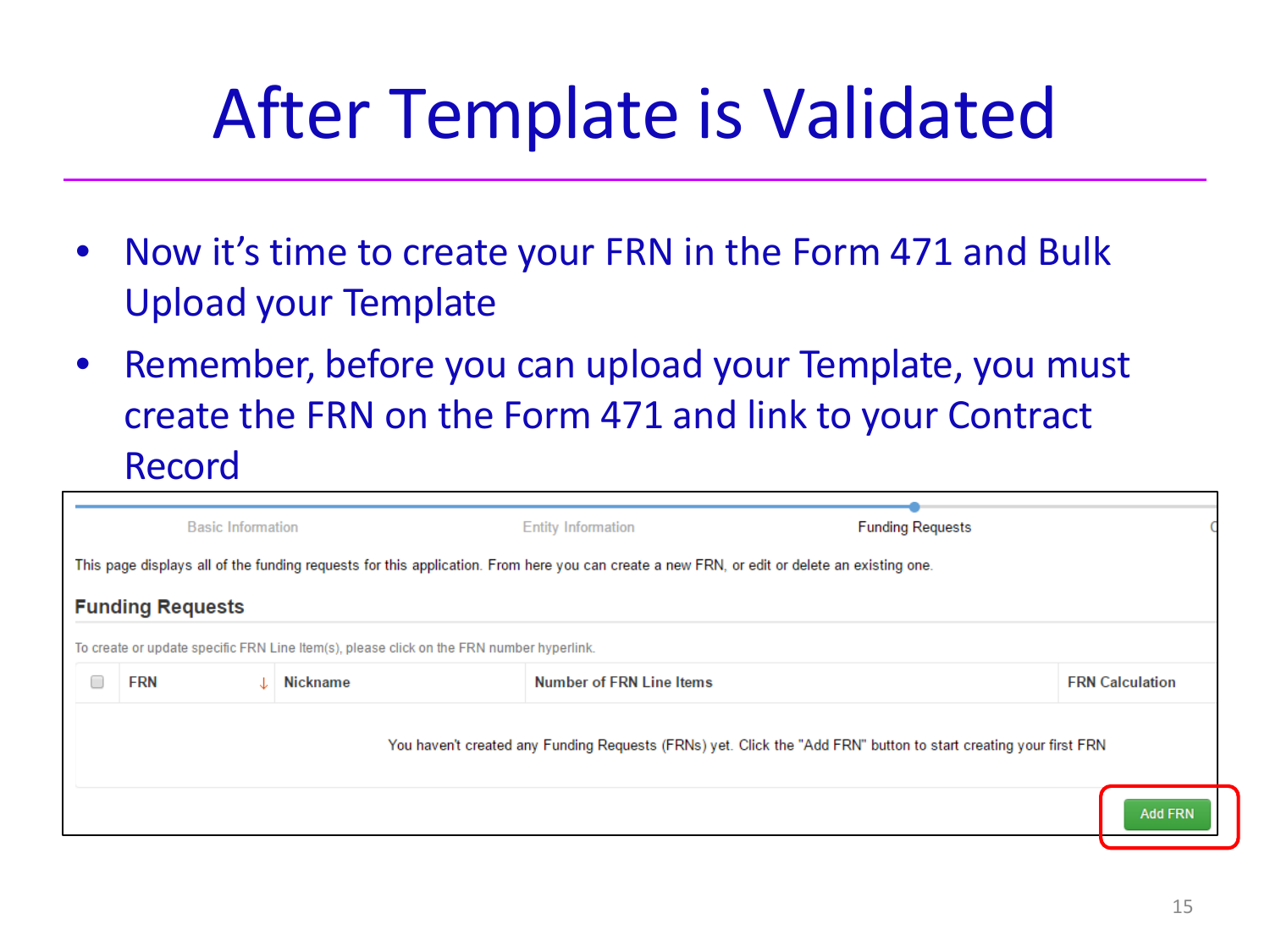# After Template is Validated

- Now it's time to create your FRN in the Form 471 and Bulk Upload your Template
- Remember, before you can upload your Template, you must create the FRN on the Form 471 and link to your Contract Record

Basic Information | Entity Information | Funding Requests

This page displays all of the funding requests for this application. From here you can create a new FRN, or edit or delete an existing one.

**Funding Requests**

To create or update specific FRN Line Item(s), please click on the FRN number hyperlink.

| FRN | Nickname | Number of FRN Line Items | FRN Calculation |
| --- | --- | --- | --- |
| You haven't created any Funding Requests (FRNs) yet. Click the "Add FRN" button to start creating your first FRN | | | |

Add FRN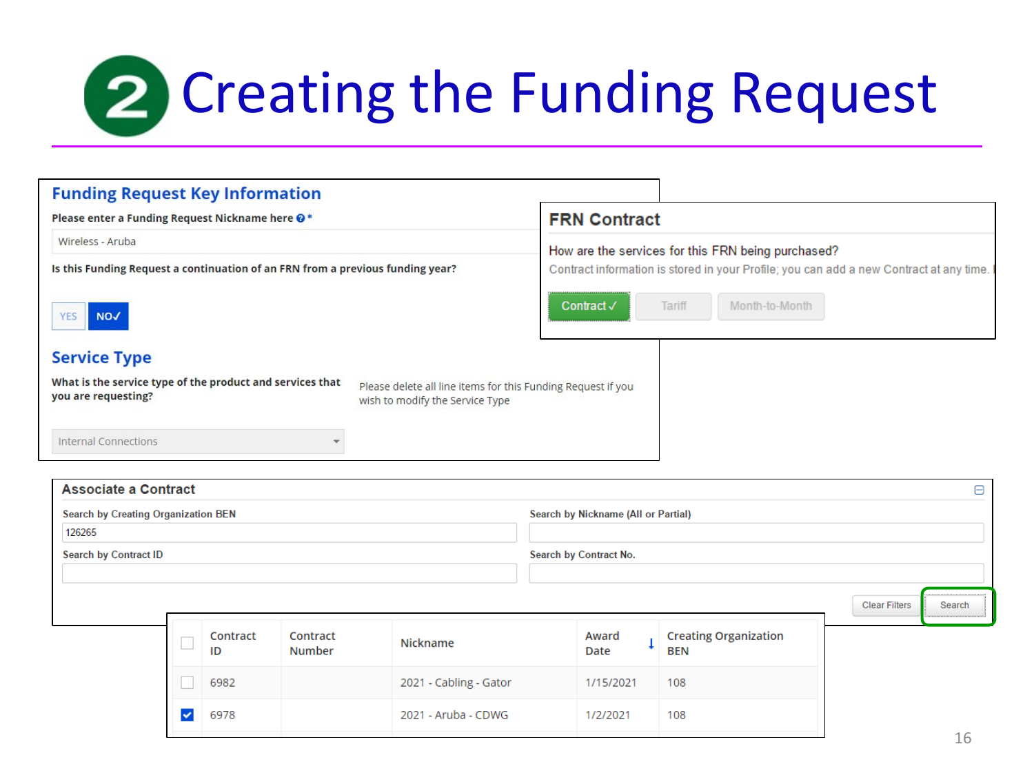# 2 Creating the Funding Request

## Funding Request Key Information

Please enter a Funding Request Nickname here *

Wireless - Aruba

Is this Funding Request a continuation of an FRN from a previous funding year?

YES | NO✓

## Service Type

What is the service type of the product and services that you are requesting?

Please delete all line items for this Funding Request if you wish to modify the Service Type

Internal Connections

## FRN Contract

How are the services for this FRN being purchased?

Contract information is stored in your Profile; you can add a new Contract at any time.

Contract ✓ | Tariff | Month-to-Month

## Associate a Contract

Search by Creating Organization BEN: 126265

Search by Nickname (All or Partial):

Search by Contract ID:

Search by Contract No.:

Clear Filters | Search

| | Contract ID | Contract Number | Nickname | Award Date | Creating Organization BEN |
|---|---|---|---|---|---|
| ☐ | 6982 | | 2021 - Cabling - Gator | 1/15/2021 | 108 |
| ☑ | 6978 | | 2021 - Aruba - CDWG | 1/2/2021 | 108 |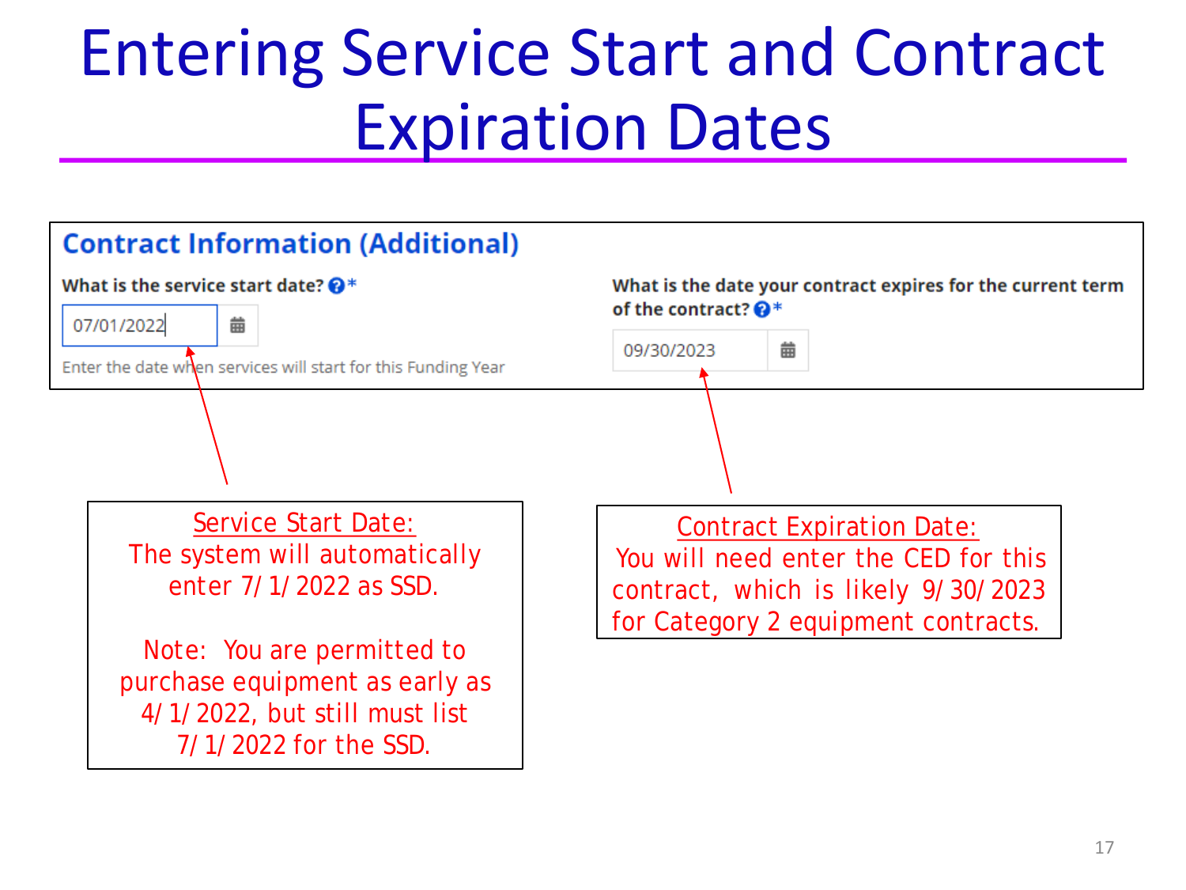# Entering Service Start and Contract Expiration Dates

## Contract Information (Additional)

**What is the service start date?** *

07/01/2022

Enter the date when services will start for this Funding Year

**What is the date your contract expires for the current term of the contract?** *

09/30/2023

<u>Service Start Date:</u>
The system will automatically enter 7/1/2022 as SSD.

Note: You are permitted to purchase equipment as early as 4/1/2022, but still must list 7/1/2022 for the SSD.

<u>Contract Expiration Date:</u>
You will need enter the CED for this contract, which is likely 9/30/2023 for Category 2 equipment contracts.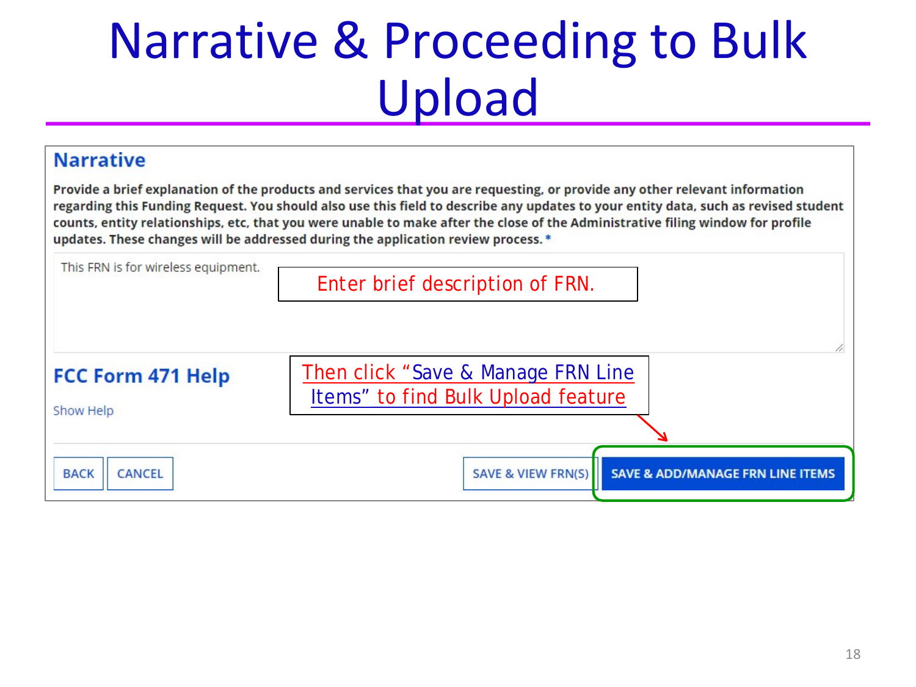# Narrative & Proceeding to Bulk Upload

## Narrative

**Provide a brief explanation of the products and services that you are requesting, or provide any other relevant information regarding this Funding Request. You should also use this field to describe any updates to your entity data, such as revised student counts, entity relationships, etc, that you were unable to make after the close of the Administrative filing window for profile updates. These changes will be addressed during the application review process. ***

This FRN is for wireless equipment.

Enter brief description of FRN.

## FCC Form 471 Help

Show Help

Then click "Save & Manage FRN Line Items" to find Bulk Upload feature

BACK | CANCEL | SAVE & VIEW FRN(S) | SAVE & ADD/MANAGE FRN LINE ITEMS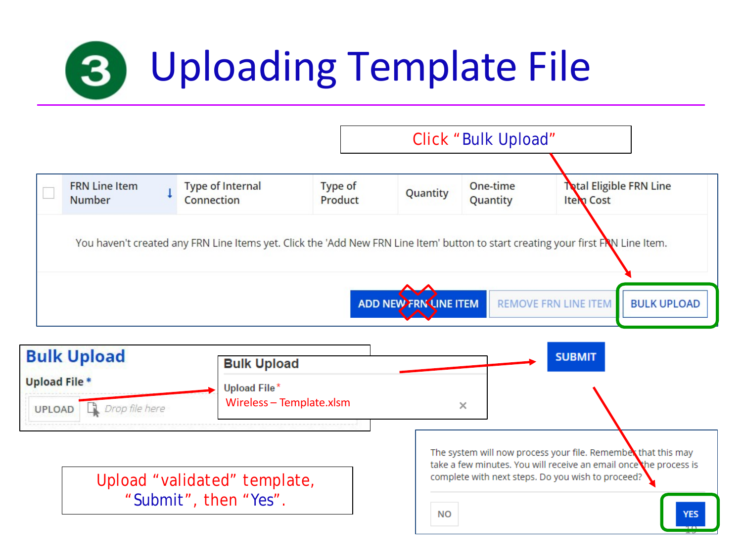# 3 Uploading Template File

Click "Bulk Upload"

| | FRN Line Item Number | Type of Internal Connection | Type of Product | Quantity | One-time Quantity | Total Eligible FRN Line Item Cost |
|---|---|---|---|---|---|---|

You haven't created any FRN Line Items yet. Click the 'Add New FRN Line Item' button to start creating your first FRN Line Item.

ADD NEW FRN LINE ITEM | REMOVE FRN LINE ITEM | BULK UPLOAD

**Bulk Upload**

Upload File *

UPLOAD | Drop file here

**Bulk Upload**

Upload File *

Wireless – Template.xlsm ×

SUBMIT

The system will now process your file. Remember that this may take a few minutes. You will receive an email once the process is complete with next steps. Do you wish to proceed?

NO | YES

Upload "validated" template, "Submit", then "Yes".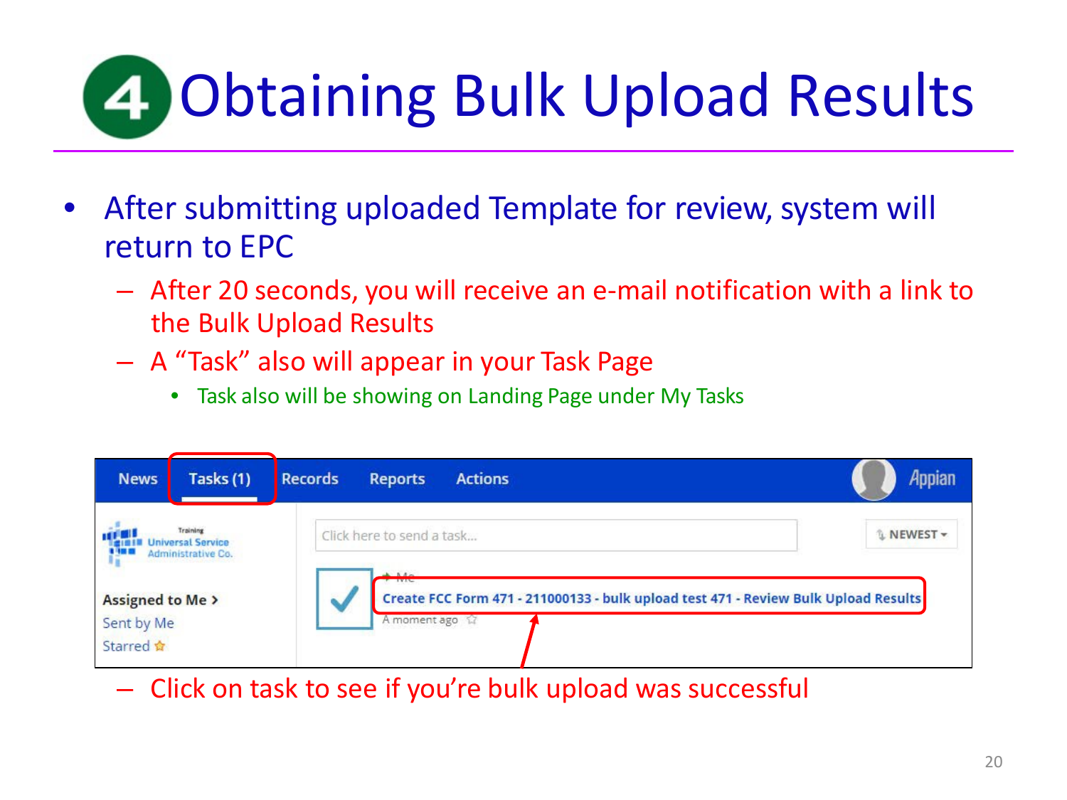# 4 Obtaining Bulk Upload Results

- After submitting uploaded Template for review, system will return to EPC
  - After 20 seconds, you will receive an e-mail notification with a link to the Bulk Upload Results
  - A "Task" also will appear in your Task Page
    - Task also will be showing on Landing Page under My Tasks

News | Tasks (1) | Records | Reports | Actions | Appian

Training Universal Service Administrative Co.

Assigned to Me >
Sent by Me
Starred

Click here to send a task...

NEWEST

Me

Create FCC Form 471 - 211000133 - bulk upload test 471 - Review Bulk Upload Results

A moment ago

  - Click on task to see if you're bulk upload was successful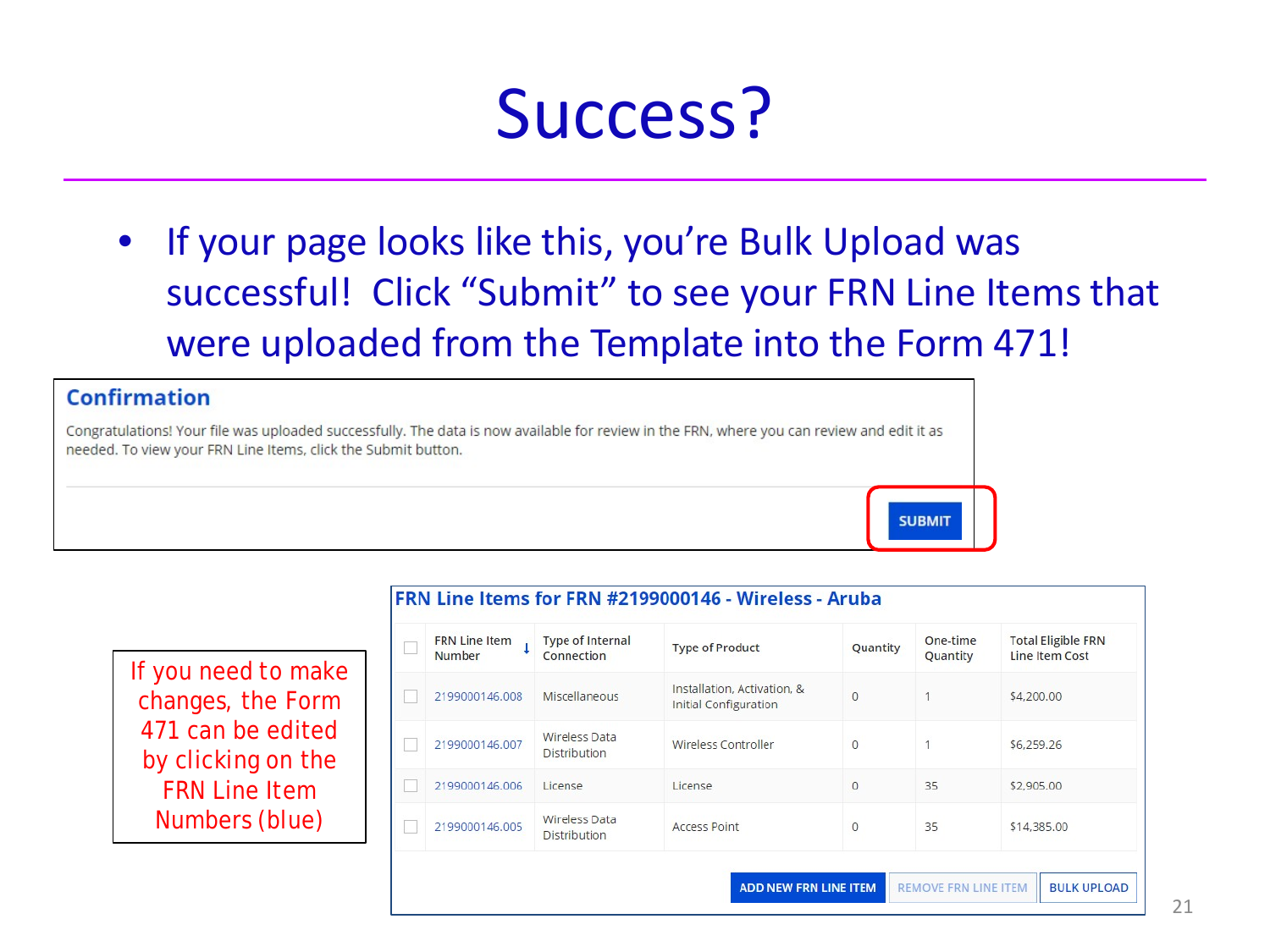# Success?

- If your page looks like this, you're Bulk Upload was successful! Click "Submit" to see your FRN Line Items that were uploaded from the Template into the Form 471!

## Confirmation

Congratulations! Your file was uploaded successfully. The data is now available for review in the FRN, where you can review and edit it as needed. To view your FRN Line Items, click the Submit button.

SUBMIT

If you need to make changes, the Form 471 can be edited by clicking on the FRN Line Item Numbers (blue)

### FRN Line Items for FRN #2199000146 - Wireless - Aruba

| | FRN Line Item Number | Type of Internal Connection | Type of Product | Quantity | One-time Quantity | Total Eligible FRN Line Item Cost |
|---|---|---|---|---|---|---|
| | 2199000146.008 | Miscellaneous | Installation, Activation, & Initial Configuration | 0 | 1 | $4,200.00 |
| | 2199000146.007 | Wireless Data Distribution | Wireless Controller | 0 | 1 | $6,259.26 |
| | 2199000146.006 | License | License | 0 | 35 | $2,905.00 |
| | 2199000146.005 | Wireless Data Distribution | Access Point | 0 | 35 | $14,385.00 |

ADD NEW FRN LINE ITEM | REMOVE FRN LINE ITEM | BULK UPLOAD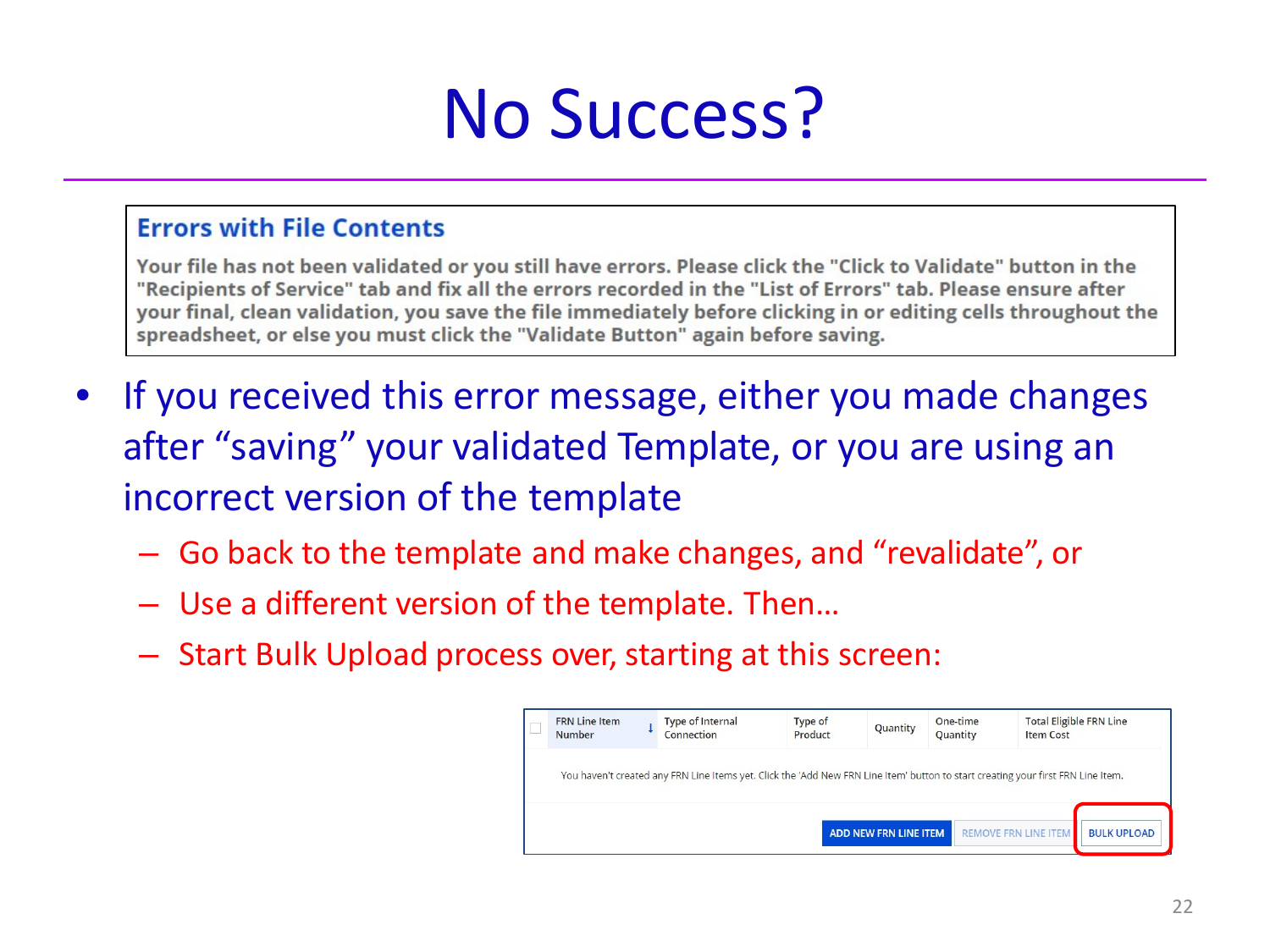# No Success?

**Errors with File Contents**

Your file has not been validated or you still have errors. Please click the "Click to Validate" button in the "Recipients of Service" tab and fix all the errors recorded in the "List of Errors" tab. Please ensure after your final, clean validation, you save the file immediately before clicking in or editing cells throughout the spreadsheet, or else you must click the "Validate Button" again before saving.

- If you received this error message, either you made changes after "saving" your validated Template, or you are using an incorrect version of the template
  - Go back to the template and make changes, and "revalidate", or
  - Use a different version of the template. Then…
  - Start Bulk Upload process over, starting at this screen:

| | FRN Line Item Number | Type of Internal Connection | Type of Product | Quantity | One-time Quantity | Total Eligible FRN Line Item Cost |
|---|---|---|---|---|---|---|
| You haven't created any FRN Line Items yet. Click the 'Add New FRN Line Item' button to start creating your first FRN Line Item. | | | | | | |

ADD NEW FRN LINE ITEM | REMOVE FRN LINE ITEM | BULK UPLOAD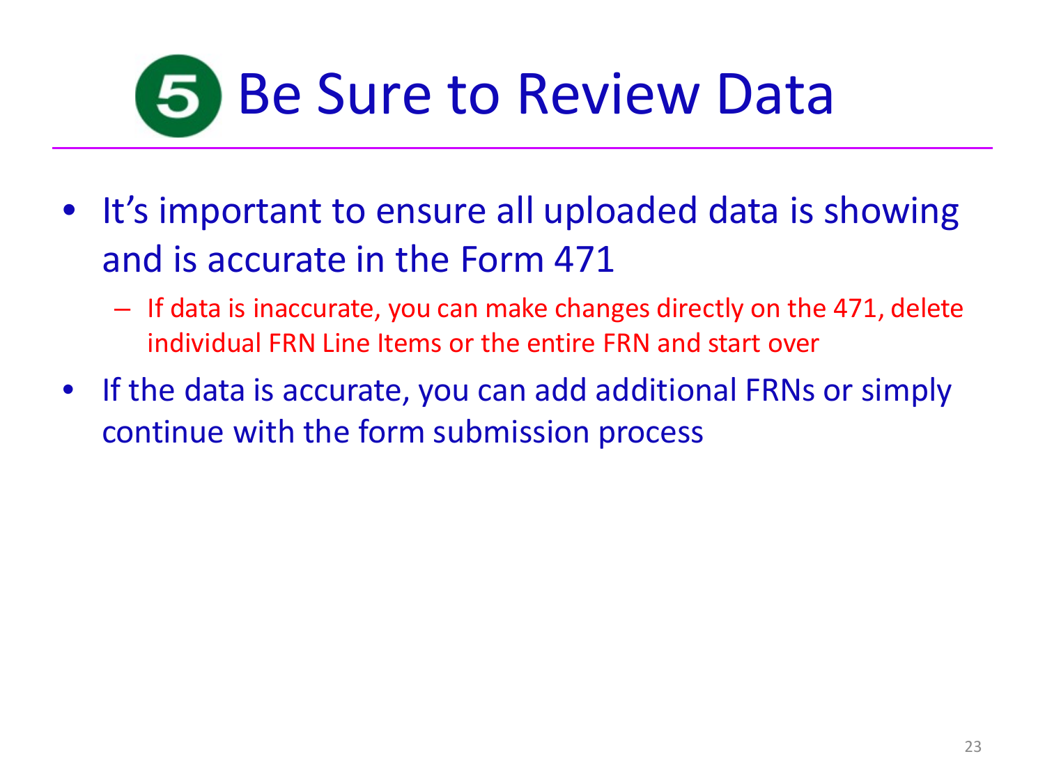# 5 Be Sure to Review Data

- It's important to ensure all uploaded data is showing and is accurate in the Form 471
  - If data is inaccurate, you can make changes directly on the 471, delete individual FRN Line Items or the entire FRN and start over
- If the data is accurate, you can add additional FRNs or simply continue with the form submission process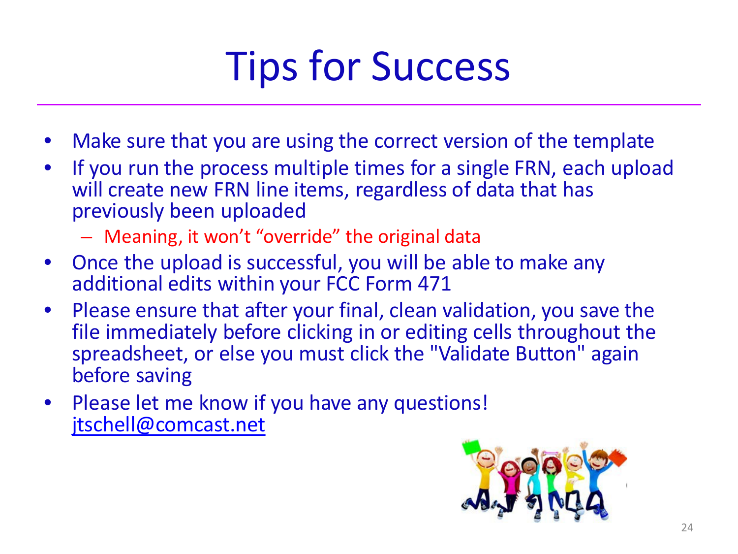# Tips for Success

- Make sure that you are using the correct version of the template
- If you run the process multiple times for a single FRN, each upload will create new FRN line items, regardless of data that has previously been uploaded
  - Meaning, it won't "override" the original data
- Once the upload is successful, you will be able to make any additional edits within your FCC Form 471
- Please ensure that after your final, clean validation, you save the file immediately before clicking in or editing cells throughout the spreadsheet, or else you must click the "Validate Button" again before saving
- Please let me know if you have any questions! jtschell@comcast.net